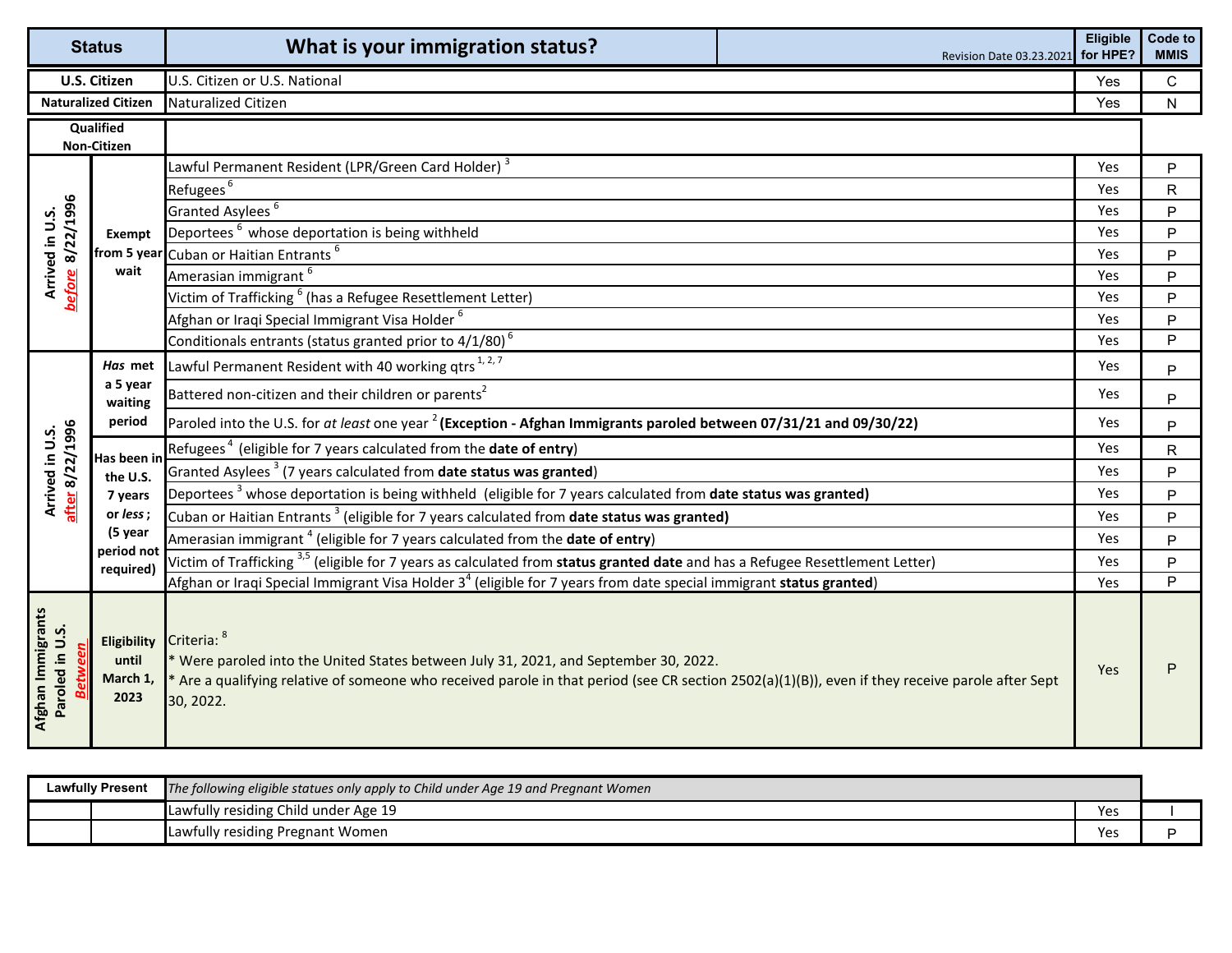| Status | | What is your immigration status? Revision Date 03.23.2021 | Eligible for HPE? | Code to MMIS |
|---|---|---|---|---|
| U.S. Citizen | | U.S. Citizen or U.S. National | Yes | C |
| Naturalized Citizen | | Naturalized Citizen | Yes | N |
| Qualified Non-Citizen | | | | |
| Arrived in U.S. ***before*** 8/22/1996 | **Exempt from 5 year wait** | Lawful Permanent Resident (LPR/Green Card Holder) [3] | Yes | P |
| | | Refugees [6] | Yes | R |
| | | Granted Asylees [6] | Yes | P |
| | | Deportees [6] whose deportation is being withheld | Yes | P |
| | | Cuban or Haitian Entrants [6] | Yes | P |
| | | Amerasian immigrant [6] | Yes | P |
| | | Victim of Trafficking [6] (has a Refugee Resettlement Letter) | Yes | P |
| | | Afghan or Iraqi Special Immigrant Visa Holder [6] | Yes | P |
| | | Conditionals entrants (status granted prior to 4/1/80) [6] | Yes | P |
| Arrived in U.S. ***after*** 8/22/1996 | ***Has*** **met a 5 year waiting period** | Lawful Permanent Resident with 40 working qtrs [1, 2, 7] | Yes | P |
| | | Battered non-citizen and their children or parents[2] | Yes | P |
| | | Paroled into the U.S. for *at least* one year [2] **(Exception - Afghan Immigrants paroled between 07/31/21 and 09/30/22)** | Yes | P |
| | **Has been in the U.S. 7 years or *less*; (5 year period not required)** | Refugees [4] (eligible for 7 years calculated from the **date of entry**) | Yes | R |
| | | Granted Asylees [3] (7 years calculated from **date status was granted**) | Yes | P |
| | | Deportees [3] whose deportation is being withheld (eligible for 7 years calculated from **date status was granted)** | Yes | P |
| | | Cuban or Haitian Entrants [3] (eligible for 7 years calculated from **date status was granted)** | Yes | P |
| | | Amerasian immigrant [4] (eligible for 7 years calculated from the **date of entry**) | Yes | P |
| | | Victim of Trafficking [3,5] (eligible for 7 years as calculated from **status granted date** and has a Refugee Resettlement Letter) | Yes | P |
| | | Afghan or Iraqi Special Immigrant Visa Holder 3[4] (eligible for 7 years from date special immigrant **status granted**) | Yes | P |
| Afghan Immigrants Paroled in U.S. ***Between*** | **Eligibility until March 1, 2023** | Criteria: [8] <br> * Were paroled into the United States between July 31, 2021, and September 30, 2022. <br> * Are a qualifying relative of someone who received parole in that period (see CR section 2502(a)(1)(B)), even if they receive parole after Sept 30, 2022. | Yes | P |

| Lawfully Present | | *The following eligible statues only apply to Child under Age 19 and Pregnant Women* | | |
|---|---|---|---|---|
| | | Lawfully residing Child under Age 19 | Yes | I |
| | | Lawfully residing Pregnant Women | Yes | P |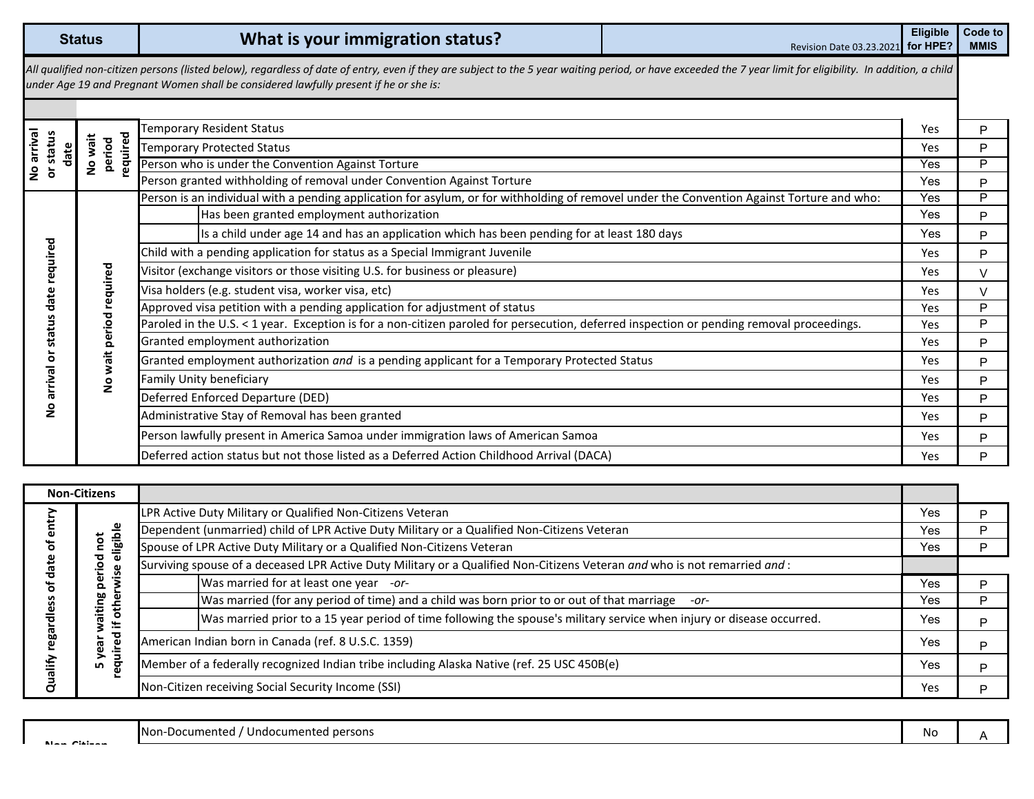| Status | What is your immigration status? | Revision Date 03.23.2021 | Eligible for HPE? | Code to MMIS |
|---|---|---|---|---|
| *All qualified non-citizen persons (listed below), regardless of date of entry, even if they are subject to the 5 year waiting period, or have exceeded the 7 year limit for eligibility. In addition, a child under Age 19 and Pregnant Women shall be considered lawfully present if he or she is:* | | | | |
| No arrival or status date / No wait period required | Temporary Resident Status | | Yes | P |
| | Temporary Protected Status | | Yes | P |
| | Person who is under the Convention Against Torture | | Yes | P |
| | Person granted withholding of removal under Convention Against Torture | | Yes | P |
| No arrival or status date required / No wait period required | Person is an individual with a pending application for asylum, or for withholding of removel under the Convention Against Torture and who: | | Yes | P |
| | Has been granted employment authorization | | Yes | P |
| | Is a child under age 14 and has an application which has been pending for at least 180 days | | Yes | P |
| | Child with a pending application for status as a Special Immigrant Juvenile | | Yes | P |
| | Visitor (exchange visitors or those visiting U.S. for business or pleasure) | | Yes | V |
| | Visa holders (e.g. student visa, worker visa, etc) | | Yes | V |
| | Approved visa petition with a pending application for adjustment of status | | Yes | P |
| | Paroled in the U.S. < 1 year. Exception is for a non-citizen paroled for persecution, deferred inspection or pending removal proceedings. | | Yes | P |
| | Granted employment authorization | | Yes | P |
| | Granted employment authorization *and* is a pending applicant for a Temporary Protected Status | | Yes | P |
| | Family Unity beneficiary | | Yes | P |
| | Deferred Enforced Departure (DED) | | Yes | P |
| | Administrative Stay of Removal has been granted | | Yes | P |
| | Person lawfully present in America Samoa under immigration laws of American Samoa | | Yes | P |
| | Deferred action status but not those listed as a Deferred Action Childhood Arrival (DACA) | | Yes | P |

| Non-Citizens | | | |
|---|---|---|---|
| Qualify regardless of date of entry / 5 year waiting period not required if otherwise eligible | LPR Active Duty Military or Qualified Non-Citizens Veteran | Yes | P |
| | Dependent (unmarried) child of LPR Active Duty Military or a Qualified Non-Citizens Veteran | Yes | P |
| | Spouse of LPR Active Duty Military or a Qualified Non-Citizens Veteran | Yes | P |
| | Surviving spouse of a deceased LPR Active Duty Military or a Qualified Non-Citizens Veteran *and* who is not remarried *and* : | | |
| | Was married for at least one year *-or-* | Yes | P |
| | Was married (for any period of time) and a child was born prior to or out of that marriage *-or-* | Yes | P |
| | Was married prior to a 15 year period of time following the spouse's military service when injury or disease occurred. | Yes | P |
| | American Indian born in Canada (ref. 8 U.S.C. 1359) | Yes | P |
| | Member of a federally recognized Indian tribe including Alaska Native (ref. 25 USC 450B(e) | Yes | P |
| | Non-Citizen receiving Social Security Income (SSI) | Yes | P |

| Non-Citizen | | | |
|---|---|---|---|
| | Non-Documented / Undocumented persons | No | A |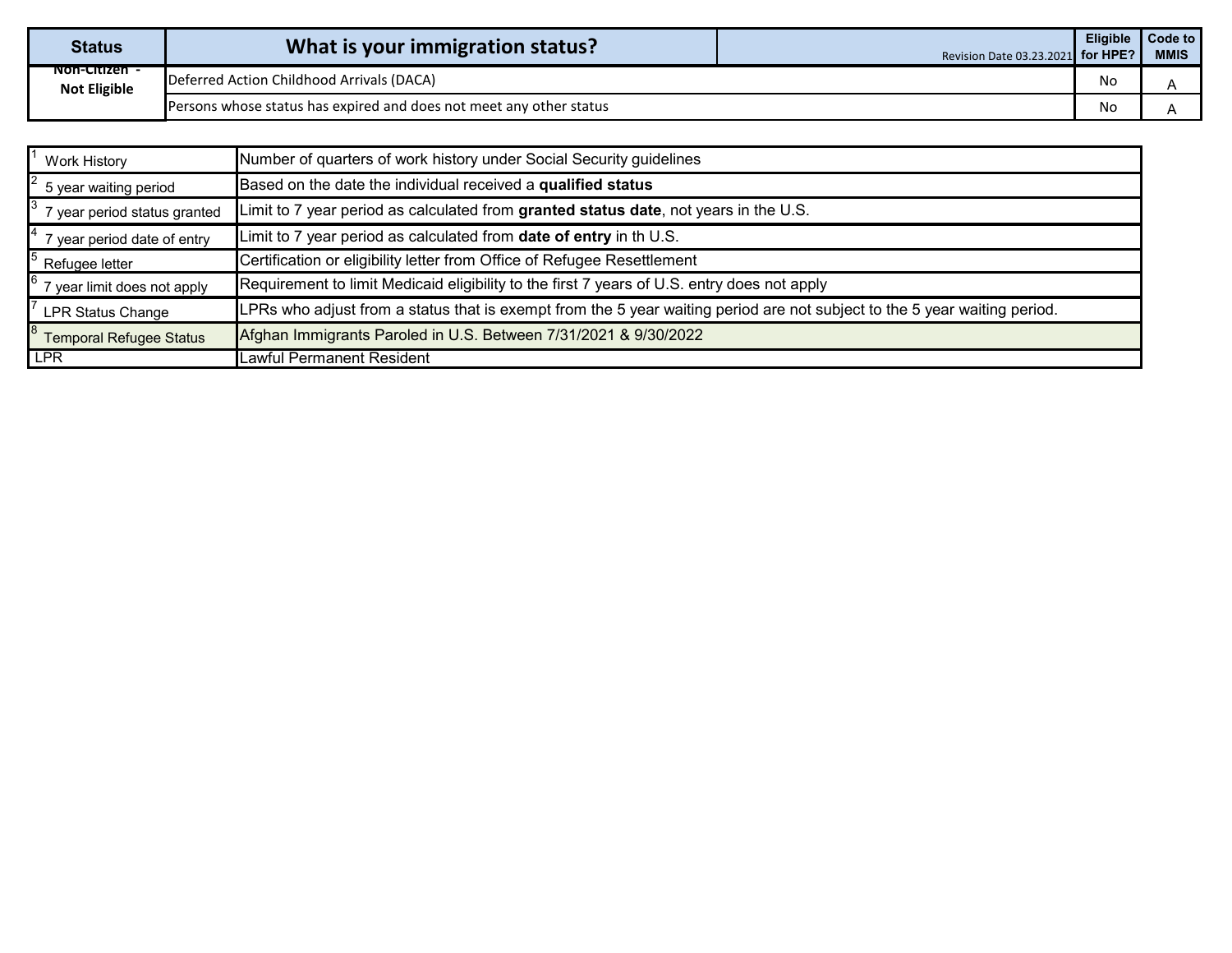| Status | What is your immigration status? | Revision Date 03.23.2021 | Eligible for HPE? | Code to MMIS |
| --- | --- | --- | --- | --- |
| Non-Citizen - Not Eligible | Deferred Action Childhood Arrivals (DACA) | | No | A |
| | Persons whose status has expired and does not meet any other status | | No | A |

| | |
| --- | --- |
| [1] Work History | Number of quarters of work history under Social Security guidelines |
| [2] 5 year waiting period | Based on the date the individual received a **qualified status** |
| [3] 7 year period status granted | Limit to 7 year period as calculated from **granted status date**, not years in the U.S. |
| [4] 7 year period date of entry | Limit to 7 year period as calculated from **date of entry** in th U.S. |
| [5] Refugee letter | Certification or eligibility letter from Office of Refugee Resettlement |
| [6] 7 year limit does not apply | Requirement to limit Medicaid eligibility to the first 7 years of U.S. entry does not apply |
| [7] LPR Status Change | LPRs who adjust from a status that is exempt from the 5 year waiting period are not subject to the 5 year waiting period. |
| [8] Temporal Refugee Status | Afghan Immigrants Paroled in U.S. Between 7/31/2021 & 9/30/2022 |
| LPR | Lawful Permanent Resident |